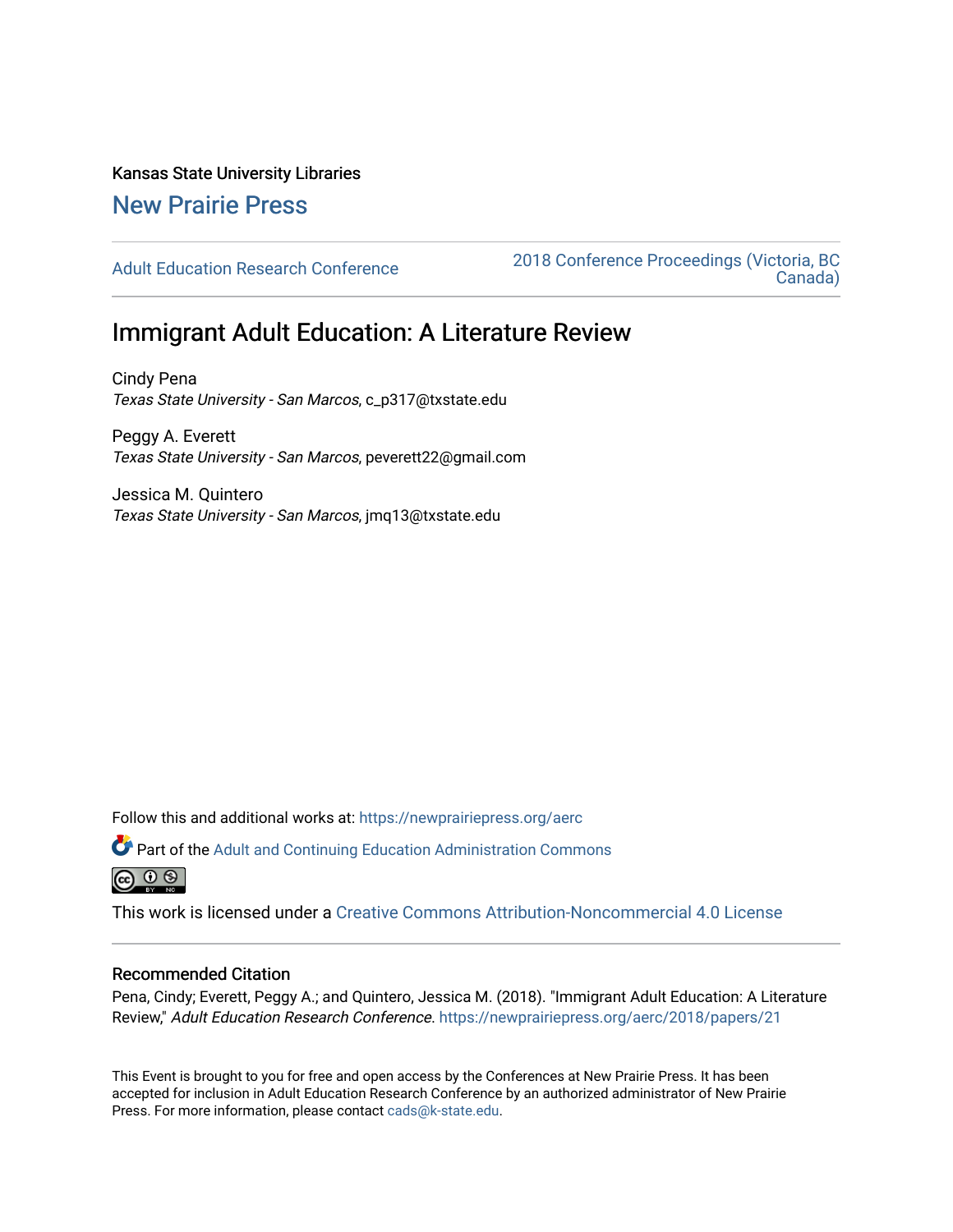Kansas State University Libraries

New Prairie Press

Adult Education Research Conference

2018 Conference Proceedings (Victoria, BC Canada)

# Immigrant Adult Education: A Literature Review

Cindy Pena
*Texas State University - San Marcos*, c_p317@txstate.edu

Peggy A. Everett
*Texas State University - San Marcos*, peverett22@gmail.com

Jessica M. Quintero
*Texas State University - San Marcos*, jmq13@txstate.edu

Follow this and additional works at: https://newprairiepress.org/aerc

Part of the Adult and Continuing Education Administration Commons

This work is licensed under a Creative Commons Attribution-Noncommercial 4.0 License

## Recommended Citation

Pena, Cindy; Everett, Peggy A.; and Quintero, Jessica M. (2018). "Immigrant Adult Education: A Literature Review," *Adult Education Research Conference*. https://newprairiepress.org/aerc/2018/papers/21

This Event is brought to you for free and open access by the Conferences at New Prairie Press. It has been accepted for inclusion in Adult Education Research Conference by an authorized administrator of New Prairie Press. For more information, please contact cads@k-state.edu.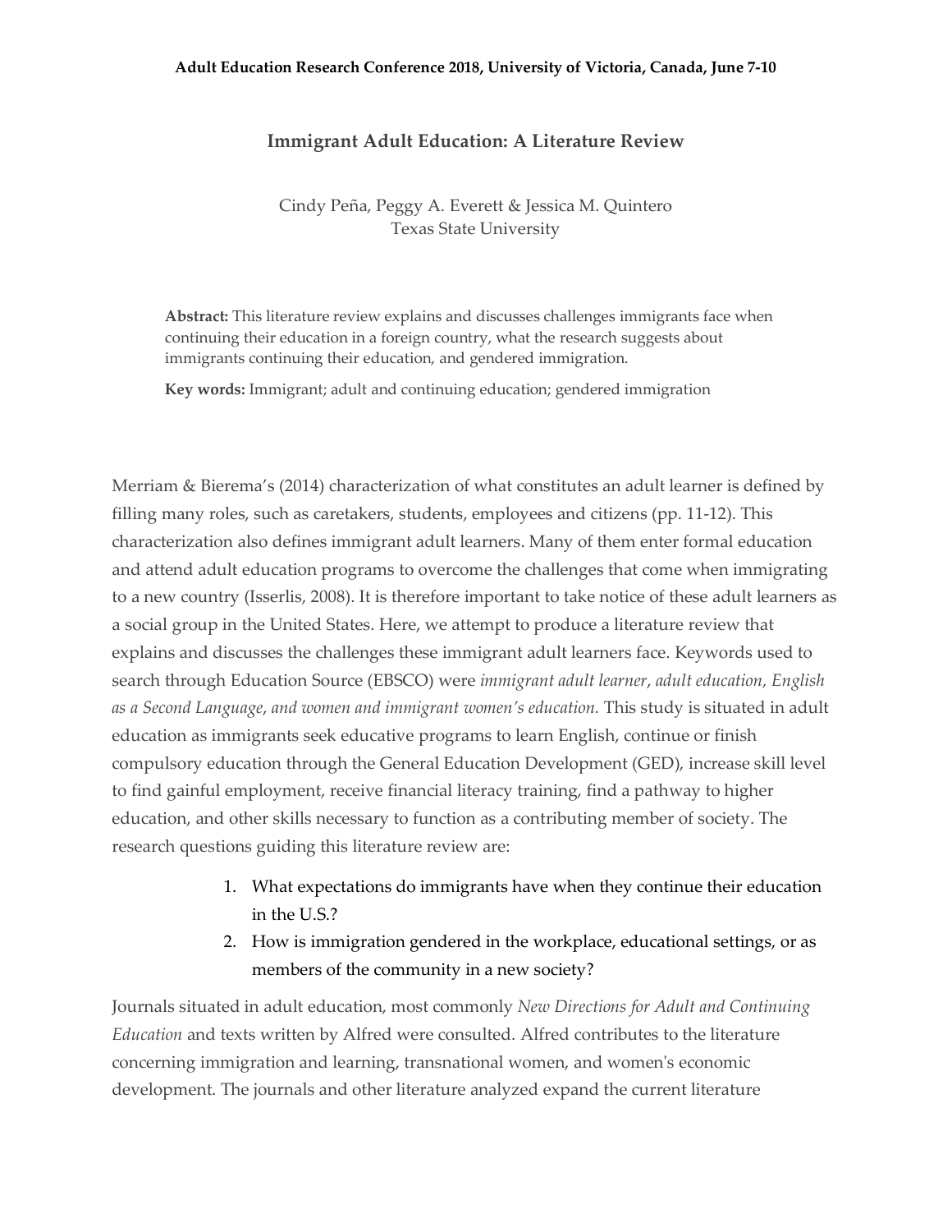# Immigrant Adult Education: A Literature Review

Cindy Peña, Peggy A. Everett & Jessica M. Quintero
Texas State University

**Abstract:** This literature review explains and discusses challenges immigrants face when continuing their education in a foreign country, what the research suggests about immigrants continuing their education, and gendered immigration.

**Key words:** Immigrant; adult and continuing education; gendered immigration

Merriam & Bierema's (2014) characterization of what constitutes an adult learner is defined by filling many roles, such as caretakers, students, employees and citizens (pp. 11-12). This characterization also defines immigrant adult learners. Many of them enter formal education and attend adult education programs to overcome the challenges that come when immigrating to a new country (Isserlis, 2008). It is therefore important to take notice of these adult learners as a social group in the United States. Here, we attempt to produce a literature review that explains and discusses the challenges these immigrant adult learners face. Keywords used to search through Education Source (EBSCO) were *immigrant adult learner*, *adult education, English as a Second Language*, *and women and immigrant women's education.* This study is situated in adult education as immigrants seek educative programs to learn English, continue or finish compulsory education through the General Education Development (GED), increase skill level to find gainful employment, receive financial literacy training, find a pathway to higher education, and other skills necessary to function as a contributing member of society. The research questions guiding this literature review are:

1. What expectations do immigrants have when they continue their education in the U.S.?
2. How is immigration gendered in the workplace, educational settings, or as members of the community in a new society?

Journals situated in adult education, most commonly *New Directions for Adult and Continuing Education* and texts written by Alfred were consulted. Alfred contributes to the literature concerning immigration and learning, transnational women, and women's economic development. The journals and other literature analyzed expand the current literature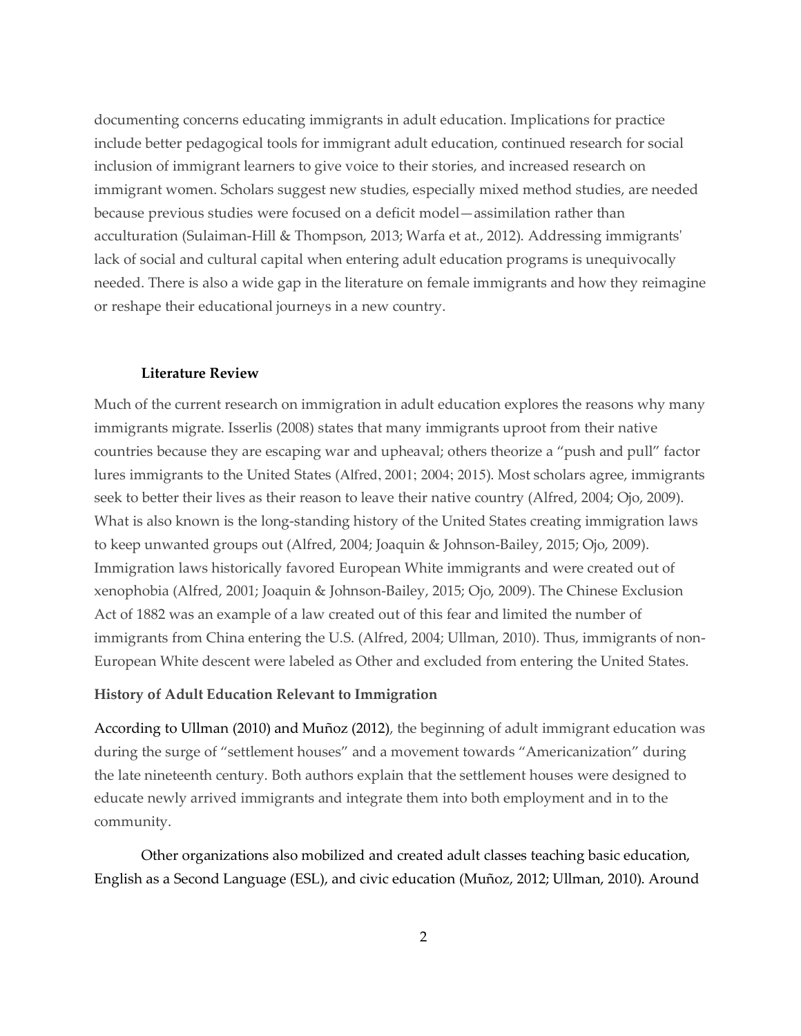documenting concerns educating immigrants in adult education. Implications for practice include better pedagogical tools for immigrant adult education, continued research for social inclusion of immigrant learners to give voice to their stories, and increased research on immigrant women. Scholars suggest new studies, especially mixed method studies, are needed because previous studies were focused on a deficit model—assimilation rather than acculturation (Sulaiman-Hill & Thompson, 2013; Warfa et at., 2012). Addressing immigrants' lack of social and cultural capital when entering adult education programs is unequivocally needed. There is also a wide gap in the literature on female immigrants and how they reimagine or reshape their educational journeys in a new country.

## Literature Review

Much of the current research on immigration in adult education explores the reasons why many immigrants migrate. Isserlis (2008) states that many immigrants uproot from their native countries because they are escaping war and upheaval; others theorize a "push and pull" factor lures immigrants to the United States (Alfred, 2001; 2004; 2015). Most scholars agree, immigrants seek to better their lives as their reason to leave their native country (Alfred, 2004; Ojo, 2009). What is also known is the long-standing history of the United States creating immigration laws to keep unwanted groups out (Alfred, 2004; Joaquin & Johnson-Bailey, 2015; Ojo, 2009). Immigration laws historically favored European White immigrants and were created out of xenophobia (Alfred, 2001; Joaquin & Johnson-Bailey, 2015; Ojo, 2009). The Chinese Exclusion Act of 1882 was an example of a law created out of this fear and limited the number of immigrants from China entering the U.S. (Alfred, 2004; Ullman, 2010). Thus, immigrants of non-European White descent were labeled as Other and excluded from entering the United States.

### History of Adult Education Relevant to Immigration

According to Ullman (2010) and Muñoz (2012), the beginning of adult immigrant education was during the surge of "settlement houses" and a movement towards "Americanization" during the late nineteenth century. Both authors explain that the settlement houses were designed to educate newly arrived immigrants and integrate them into both employment and in to the community.

Other organizations also mobilized and created adult classes teaching basic education, English as a Second Language (ESL), and civic education (Muñoz, 2012; Ullman, 2010). Around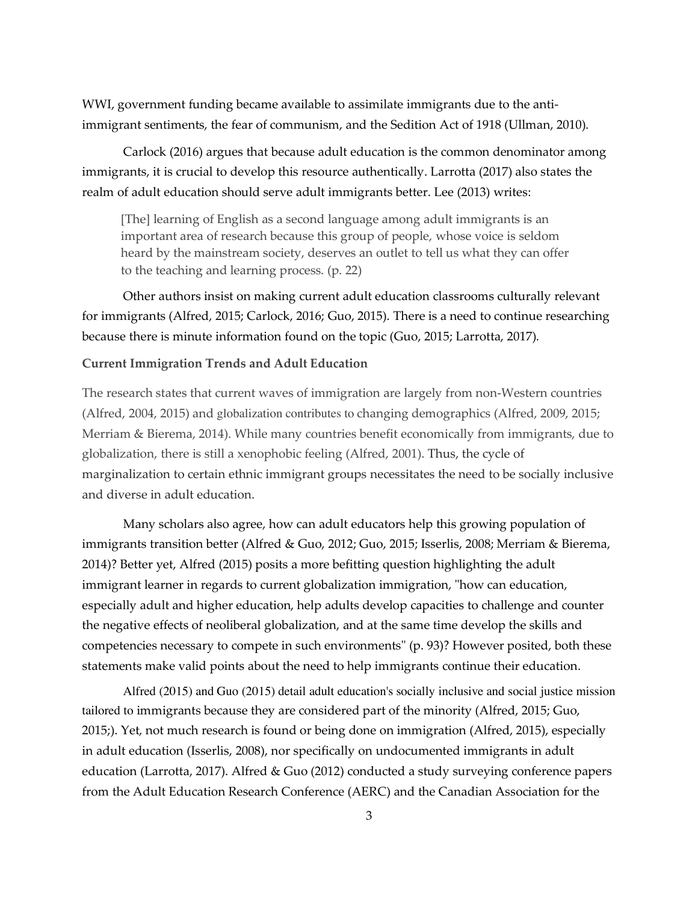WWI, government funding became available to assimilate immigrants due to the anti-immigrant sentiments, the fear of communism, and the Sedition Act of 1918 (Ullman, 2010).

Carlock (2016) argues that because adult education is the common denominator among immigrants, it is crucial to develop this resource authentically. Larrotta (2017) also states the realm of adult education should serve adult immigrants better. Lee (2013) writes:

> [The] learning of English as a second language among adult immigrants is an important area of research because this group of people, whose voice is seldom heard by the mainstream society, deserves an outlet to tell us what they can offer to the teaching and learning process. (p. 22)

Other authors insist on making current adult education classrooms culturally relevant for immigrants (Alfred, 2015; Carlock, 2016; Guo, 2015). There is a need to continue researching because there is minute information found on the topic (Guo, 2015; Larrotta, 2017).

### Current Immigration Trends and Adult Education

The research states that current waves of immigration are largely from non-Western countries (Alfred, 2004, 2015) and globalization contributes to changing demographics (Alfred, 2009, 2015; Merriam & Bierema, 2014). While many countries benefit economically from immigrants, due to globalization, there is still a xenophobic feeling (Alfred, 2001). Thus, the cycle of marginalization to certain ethnic immigrant groups necessitates the need to be socially inclusive and diverse in adult education.

Many scholars also agree, how can adult educators help this growing population of immigrants transition better (Alfred & Guo, 2012; Guo, 2015; Isserlis, 2008; Merriam & Bierema, 2014)? Better yet, Alfred (2015) posits a more befitting question highlighting the adult immigrant learner in regards to current globalization immigration, "how can education, especially adult and higher education, help adults develop capacities to challenge and counter the negative effects of neoliberal globalization, and at the same time develop the skills and competencies necessary to compete in such environments" (p. 93)? However posited, both these statements make valid points about the need to help immigrants continue their education.

Alfred (2015) and Guo (2015) detail adult education's socially inclusive and social justice mission tailored to immigrants because they are considered part of the minority (Alfred, 2015; Guo, 2015;). Yet, not much research is found or being done on immigration (Alfred, 2015), especially in adult education (Isserlis, 2008), nor specifically on undocumented immigrants in adult education (Larrotta, 2017). Alfred & Guo (2012) conducted a study surveying conference papers from the Adult Education Research Conference (AERC) and the Canadian Association for the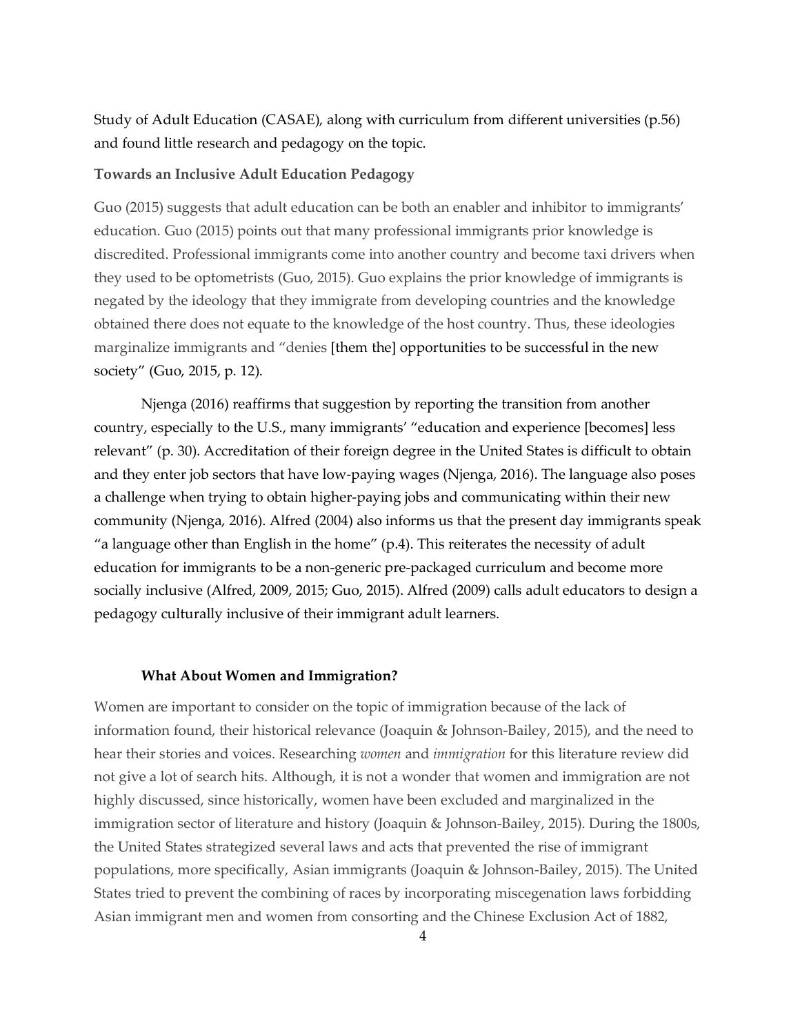Study of Adult Education (CASAE), along with curriculum from different universities (p.56) and found little research and pedagogy on the topic.

### Towards an Inclusive Adult Education Pedagogy

Guo (2015) suggests that adult education can be both an enabler and inhibitor to immigrants' education. Guo (2015) points out that many professional immigrants prior knowledge is discredited. Professional immigrants come into another country and become taxi drivers when they used to be optometrists (Guo, 2015). Guo explains the prior knowledge of immigrants is negated by the ideology that they immigrate from developing countries and the knowledge obtained there does not equate to the knowledge of the host country. Thus, these ideologies marginalize immigrants and "denies [them the] opportunities to be successful in the new society" (Guo, 2015, p. 12).

Njenga (2016) reaffirms that suggestion by reporting the transition from another country, especially to the U.S., many immigrants' "education and experience [becomes] less relevant" (p. 30). Accreditation of their foreign degree in the United States is difficult to obtain and they enter job sectors that have low-paying wages (Njenga, 2016). The language also poses a challenge when trying to obtain higher-paying jobs and communicating within their new community (Njenga, 2016). Alfred (2004) also informs us that the present day immigrants speak "a language other than English in the home" (p.4). This reiterates the necessity of adult education for immigrants to be a non-generic pre-packaged curriculum and become more socially inclusive (Alfred, 2009, 2015; Guo, 2015). Alfred (2009) calls adult educators to design a pedagogy culturally inclusive of their immigrant adult learners.

### What About Women and Immigration?

Women are important to consider on the topic of immigration because of the lack of information found, their historical relevance (Joaquin & Johnson-Bailey, 2015), and the need to hear their stories and voices. Researching *women* and *immigration* for this literature review did not give a lot of search hits. Although, it is not a wonder that women and immigration are not highly discussed, since historically, women have been excluded and marginalized in the immigration sector of literature and history (Joaquin & Johnson-Bailey, 2015). During the 1800s, the United States strategized several laws and acts that prevented the rise of immigrant populations, more specifically, Asian immigrants (Joaquin & Johnson-Bailey, 2015). The United States tried to prevent the combining of races by incorporating miscegenation laws forbidding Asian immigrant men and women from consorting and the Chinese Exclusion Act of 1882,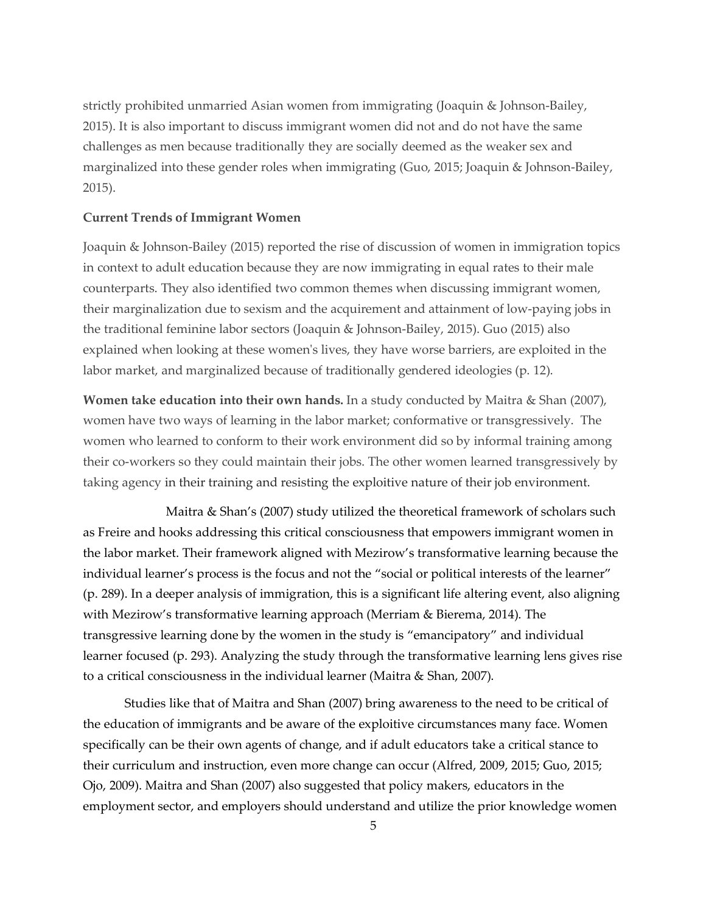strictly prohibited unmarried Asian women from immigrating (Joaquin & Johnson-Bailey, 2015). It is also important to discuss immigrant women did not and do not have the same challenges as men because traditionally they are socially deemed as the weaker sex and marginalized into these gender roles when immigrating (Guo, 2015; Joaquin & Johnson-Bailey, 2015).

### Current Trends of Immigrant Women

Joaquin & Johnson-Bailey (2015) reported the rise of discussion of women in immigration topics in context to adult education because they are now immigrating in equal rates to their male counterparts. They also identified two common themes when discussing immigrant women, their marginalization due to sexism and the acquirement and attainment of low-paying jobs in the traditional feminine labor sectors (Joaquin & Johnson-Bailey, 2015). Guo (2015) also explained when looking at these women's lives, they have worse barriers, are exploited in the labor market, and marginalized because of traditionally gendered ideologies (p. 12).

**Women take education into their own hands.** In a study conducted by Maitra & Shan (2007), women have two ways of learning in the labor market; conformative or transgressively. The women who learned to conform to their work environment did so by informal training among their co-workers so they could maintain their jobs. The other women learned transgressively by taking agency in their training and resisting the exploitive nature of their job environment.

Maitra & Shan's (2007) study utilized the theoretical framework of scholars such as Freire and hooks addressing this critical consciousness that empowers immigrant women in the labor market. Their framework aligned with Mezirow's transformative learning because the individual learner's process is the focus and not the "social or political interests of the learner" (p. 289). In a deeper analysis of immigration, this is a significant life altering event, also aligning with Mezirow's transformative learning approach (Merriam & Bierema, 2014). The transgressive learning done by the women in the study is "emancipatory" and individual learner focused (p. 293). Analyzing the study through the transformative learning lens gives rise to a critical consciousness in the individual learner (Maitra & Shan, 2007).

Studies like that of Maitra and Shan (2007) bring awareness to the need to be critical of the education of immigrants and be aware of the exploitive circumstances many face. Women specifically can be their own agents of change, and if adult educators take a critical stance to their curriculum and instruction, even more change can occur (Alfred, 2009, 2015; Guo, 2015; Ojo, 2009). Maitra and Shan (2007) also suggested that policy makers, educators in the employment sector, and employers should understand and utilize the prior knowledge women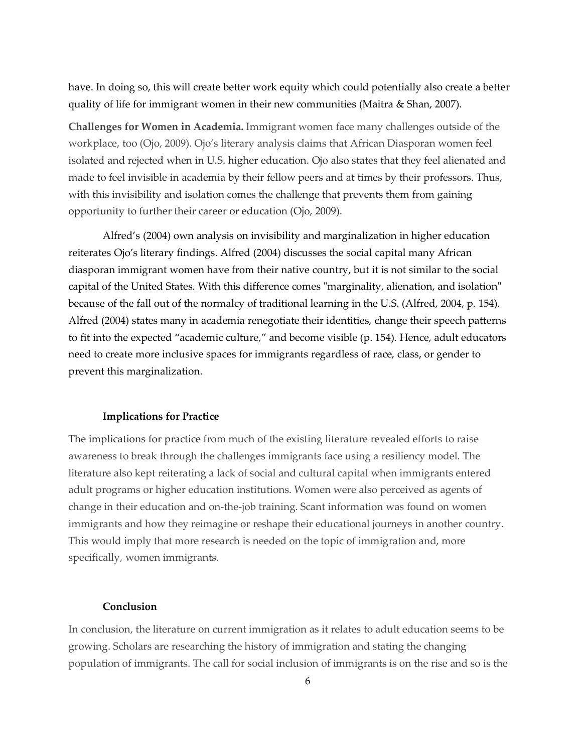have. In doing so, this will create better work equity which could potentially also create a better quality of life for immigrant women in their new communities (Maitra & Shan, 2007).

**Challenges for Women in Academia.** Immigrant women face many challenges outside of the workplace, too (Ojo, 2009). Ojo's literary analysis claims that African Diasporan women feel isolated and rejected when in U.S. higher education. Ojo also states that they feel alienated and made to feel invisible in academia by their fellow peers and at times by their professors. Thus, with this invisibility and isolation comes the challenge that prevents them from gaining opportunity to further their career or education (Ojo, 2009).

Alfred's (2004) own analysis on invisibility and marginalization in higher education reiterates Ojo's literary findings. Alfred (2004) discusses the social capital many African diasporan immigrant women have from their native country, but it is not similar to the social capital of the United States. With this difference comes "marginality, alienation, and isolation" because of the fall out of the normalcy of traditional learning in the U.S. (Alfred, 2004, p. 154). Alfred (2004) states many in academia renegotiate their identities, change their speech patterns to fit into the expected "academic culture," and become visible (p. 154). Hence, adult educators need to create more inclusive spaces for immigrants regardless of race, class, or gender to prevent this marginalization.

### Implications for Practice

The implications for practice from much of the existing literature revealed efforts to raise awareness to break through the challenges immigrants face using a resiliency model. The literature also kept reiterating a lack of social and cultural capital when immigrants entered adult programs or higher education institutions. Women were also perceived as agents of change in their education and on-the-job training. Scant information was found on women immigrants and how they reimagine or reshape their educational journeys in another country. This would imply that more research is needed on the topic of immigration and, more specifically, women immigrants.

### Conclusion

In conclusion, the literature on current immigration as it relates to adult education seems to be growing. Scholars are researching the history of immigration and stating the changing population of immigrants. The call for social inclusion of immigrants is on the rise and so is the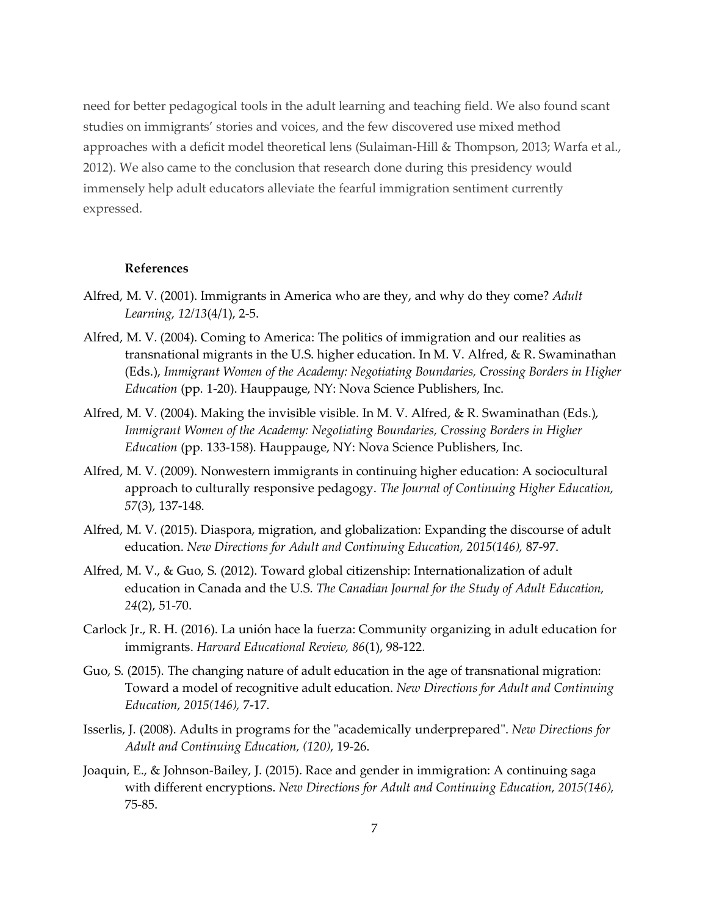need for better pedagogical tools in the adult learning and teaching field. We also found scant studies on immigrants' stories and voices, and the few discovered use mixed method approaches with a deficit model theoretical lens (Sulaiman-Hill & Thompson, 2013; Warfa et al., 2012). We also came to the conclusion that research done during this presidency would immensely help adult educators alleviate the fearful immigration sentiment currently expressed.

## References

Alfred, M. V. (2001). Immigrants in America who are they, and why do they come? *Adult Learning, 12/13*(4/1), 2-5.

Alfred, M. V. (2004). Coming to America: The politics of immigration and our realities as transnational migrants in the U.S. higher education. In M. V. Alfred, & R. Swaminathan (Eds.), *Immigrant Women of the Academy: Negotiating Boundaries, Crossing Borders in Higher Education* (pp. 1-20). Hauppauge, NY: Nova Science Publishers, Inc.

Alfred, M. V. (2004). Making the invisible visible. In M. V. Alfred, & R. Swaminathan (Eds.), *Immigrant Women of the Academy: Negotiating Boundaries, Crossing Borders in Higher Education* (pp. 133-158). Hauppauge, NY: Nova Science Publishers, Inc.

Alfred, M. V. (2009). Nonwestern immigrants in continuing higher education: A sociocultural approach to culturally responsive pedagogy. *The Journal of Continuing Higher Education, 57*(3), 137-148.

Alfred, M. V. (2015). Diaspora, migration, and globalization: Expanding the discourse of adult education. *New Directions for Adult and Continuing Education, 2015(146),* 87-97.

Alfred, M. V., & Guo, S. (2012). Toward global citizenship: Internationalization of adult education in Canada and the U.S. *The Canadian Journal for the Study of Adult Education, 24*(2), 51-70.

Carlock Jr., R. H. (2016). La unión hace la fuerza: Community organizing in adult education for immigrants. *Harvard Educational Review, 86*(1), 98-122.

Guo, S. (2015). The changing nature of adult education in the age of transnational migration: Toward a model of recognitive adult education. *New Directions for Adult and Continuing Education, 2015(146),* 7-17.

Isserlis, J. (2008). Adults in programs for the "academically underprepared". *New Directions for Adult and Continuing Education, (120)*, 19-26.

Joaquin, E., & Johnson-Bailey, J. (2015). Race and gender in immigration: A continuing saga with different encryptions. *New Directions for Adult and Continuing Education, 2015(146),* 75-85.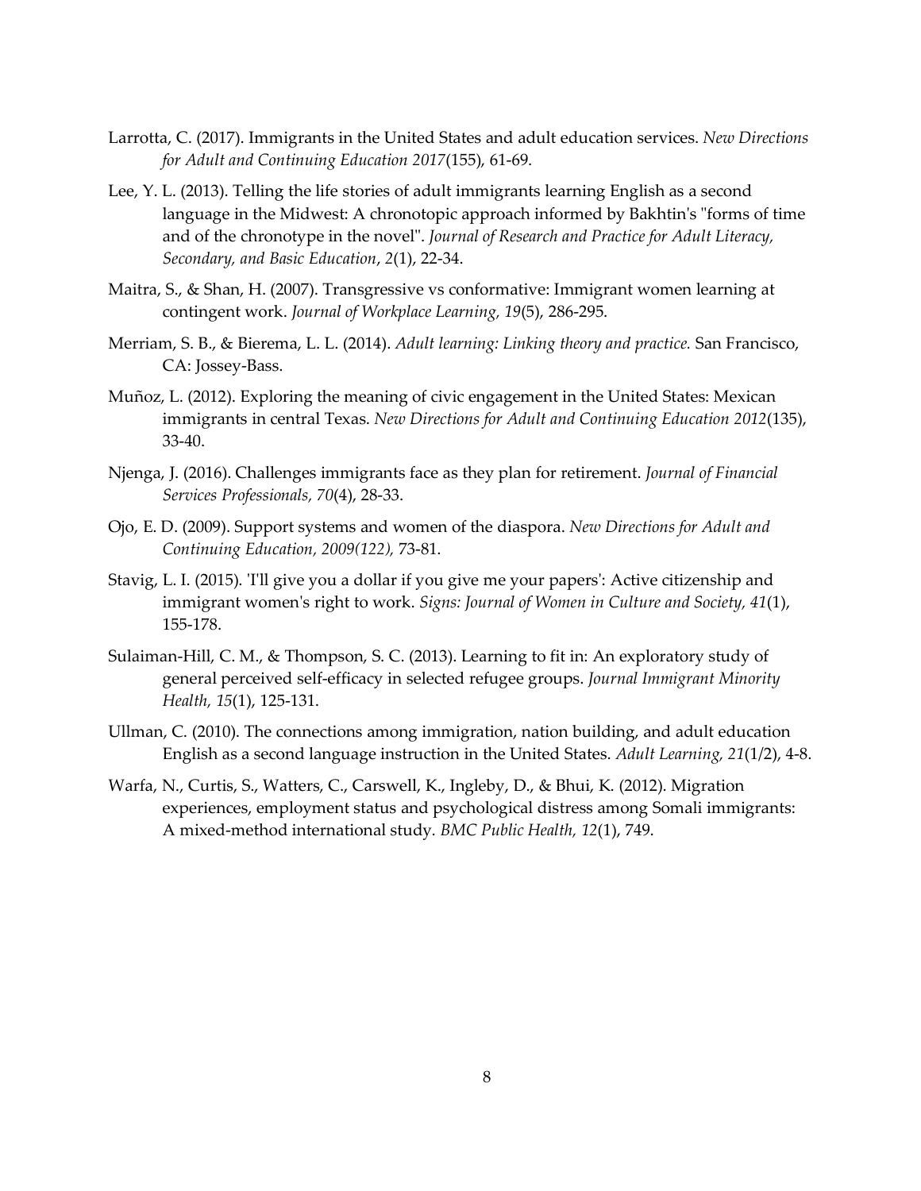Larrotta, C. (2017). Immigrants in the United States and adult education services. *New Directions for Adult and Continuing Education 2017*(155), 61-69.

Lee, Y. L. (2013). Telling the life stories of adult immigrants learning English as a second language in the Midwest: A chronotopic approach informed by Bakhtin's "forms of time and of the chronotype in the novel". *Journal of Research and Practice for Adult Literacy, Secondary, and Basic Education*, *2*(1), 22-34.

Maitra, S., & Shan, H. (2007). Transgressive vs conformative: Immigrant women learning at contingent work. *Journal of Workplace Learning, 19*(5), 286-295.

Merriam, S. B., & Bierema, L. L. (2014). *Adult learning: Linking theory and practice.* San Francisco, CA: Jossey-Bass.

Muñoz, L. (2012). Exploring the meaning of civic engagement in the United States: Mexican immigrants in central Texas. *New Directions for Adult and Continuing Education 2012*(135), 33-40.

Njenga, J. (2016). Challenges immigrants face as they plan for retirement. *Journal of Financial Services Professionals, 70*(4), 28-33.

Ojo, E. D. (2009). Support systems and women of the diaspora. *New Directions for Adult and Continuing Education, 2009(122),* 73-81.

Stavig, L. I. (2015). 'I'll give you a dollar if you give me your papers': Active citizenship and immigrant women's right to work. *Signs: Journal of Women in Culture and Society, 41*(1), 155-178.

Sulaiman-Hill, C. M., & Thompson, S. C. (2013). Learning to fit in: An exploratory study of general perceived self-efficacy in selected refugee groups. *Journal Immigrant Minority Health, 15*(1), 125-131.

Ullman, C. (2010). The connections among immigration, nation building, and adult education English as a second language instruction in the United States. *Adult Learning, 21*(1/2), 4-8.

Warfa, N., Curtis, S., Watters, C., Carswell, K., Ingleby, D., & Bhui, K. (2012). Migration experiences, employment status and psychological distress among Somali immigrants: A mixed-method international study. *BMC Public Health, 12*(1), 749.